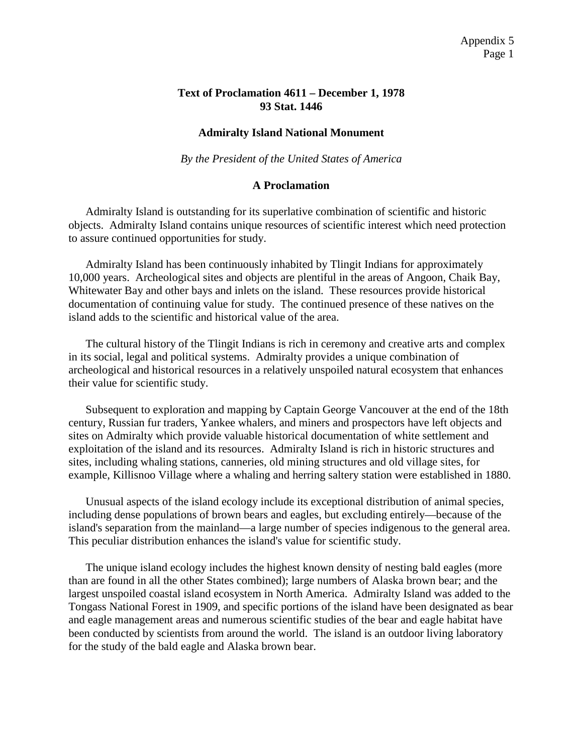**Text of Proclamation 4611 – December 1, 1978**
**93 Stat. 1446**

**Admiralty Island National Monument**

*By the President of the United States of America*

**A Proclamation**

Admiralty Island is outstanding for its superlative combination of scientific and historic objects. Admiralty Island contains unique resources of scientific interest which need protection to assure continued opportunities for study.

Admiralty Island has been continuously inhabited by Tlingit Indians for approximately 10,000 years. Archeological sites and objects are plentiful in the areas of Angoon, Chaik Bay, Whitewater Bay and other bays and inlets on the island. These resources provide historical documentation of continuing value for study. The continued presence of these natives on the island adds to the scientific and historical value of the area.

The cultural history of the Tlingit Indians is rich in ceremony and creative arts and complex in its social, legal and political systems. Admiralty provides a unique combination of archeological and historical resources in a relatively unspoiled natural ecosystem that enhances their value for scientific study.

Subsequent to exploration and mapping by Captain George Vancouver at the end of the 18th century, Russian fur traders, Yankee whalers, and miners and prospectors have left objects and sites on Admiralty which provide valuable historical documentation of white settlement and exploitation of the island and its resources. Admiralty Island is rich in historic structures and sites, including whaling stations, canneries, old mining structures and old village sites, for example, Killisnoo Village where a whaling and herring saltery station were established in 1880.

Unusual aspects of the island ecology include its exceptional distribution of animal species, including dense populations of brown bears and eagles, but excluding entirely—because of the island's separation from the mainland—a large number of species indigenous to the general area. This peculiar distribution enhances the island's value for scientific study.

The unique island ecology includes the highest known density of nesting bald eagles (more than are found in all the other States combined); large numbers of Alaska brown bear; and the largest unspoiled coastal island ecosystem in North America. Admiralty Island was added to the Tongass National Forest in 1909, and specific portions of the island have been designated as bear and eagle management areas and numerous scientific studies of the bear and eagle habitat have been conducted by scientists from around the world. The island is an outdoor living laboratory for the study of the bald eagle and Alaska brown bear.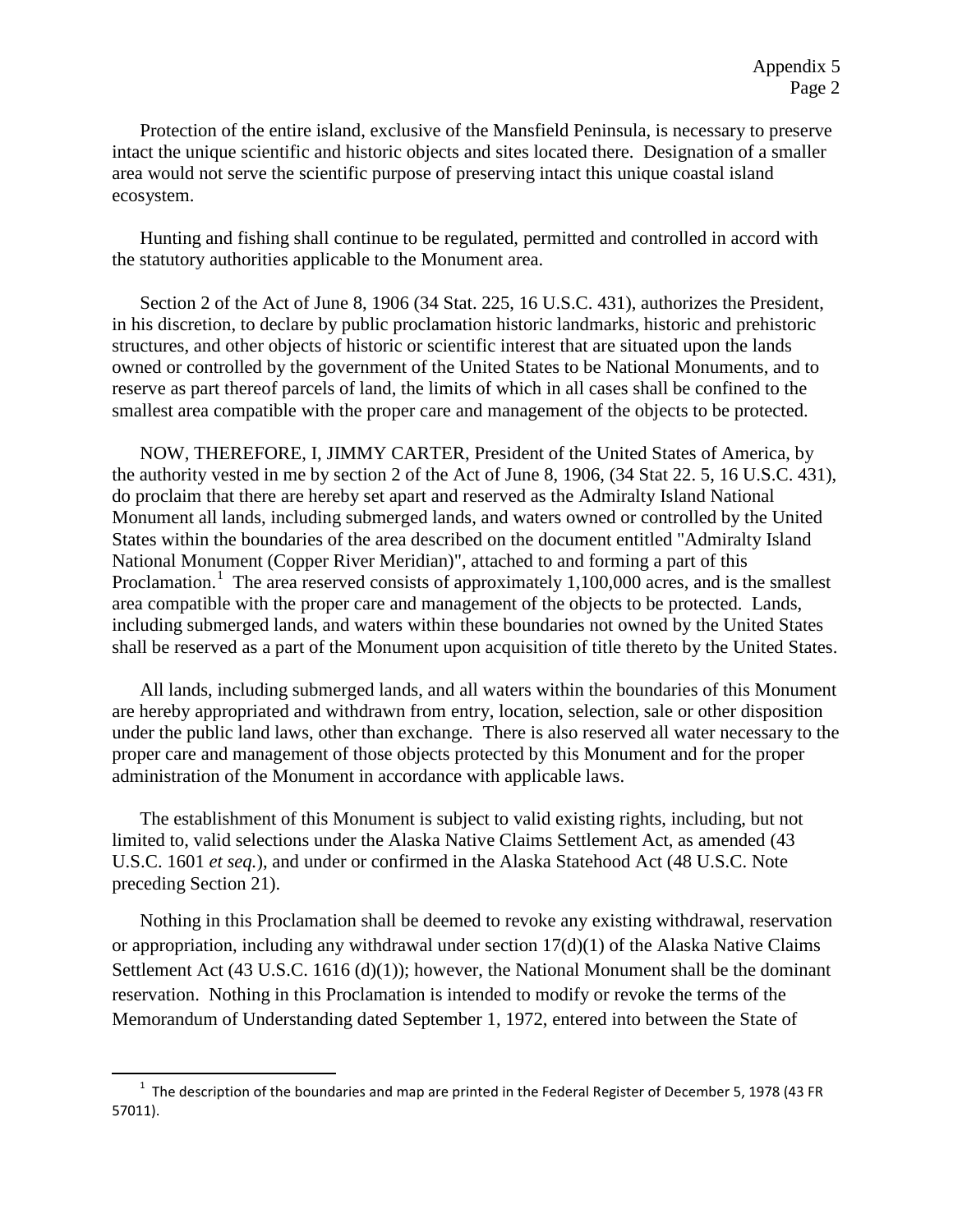Protection of the entire island, exclusive of the Mansfield Peninsula, is necessary to preserve intact the unique scientific and historic objects and sites located there. Designation of a smaller area would not serve the scientific purpose of preserving intact this unique coastal island ecosystem.

Hunting and fishing shall continue to be regulated, permitted and controlled in accord with the statutory authorities applicable to the Monument area.

Section 2 of the Act of June 8, 1906 (34 Stat. 225, 16 U.S.C. 431), authorizes the President, in his discretion, to declare by public proclamation historic landmarks, historic and prehistoric structures, and other objects of historic or scientific interest that are situated upon the lands owned or controlled by the government of the United States to be National Monuments, and to reserve as part thereof parcels of land, the limits of which in all cases shall be confined to the smallest area compatible with the proper care and management of the objects to be protected.

NOW, THEREFORE, I, JIMMY CARTER, President of the United States of America, by the authority vested in me by section 2 of the Act of June 8, 1906, (34 Stat 22. 5, 16 U.S.C. 431), do proclaim that there are hereby set apart and reserved as the Admiralty Island National Monument all lands, including submerged lands, and waters owned or controlled by the United States within the boundaries of the area described on the document entitled "Admiralty Island National Monument (Copper River Meridian)", attached to and forming a part of this Proclamation.[1] The area reserved consists of approximately 1,100,000 acres, and is the smallest area compatible with the proper care and management of the objects to be protected. Lands, including submerged lands, and waters within these boundaries not owned by the United States shall be reserved as a part of the Monument upon acquisition of title thereto by the United States.

All lands, including submerged lands, and all waters within the boundaries of this Monument are hereby appropriated and withdrawn from entry, location, selection, sale or other disposition under the public land laws, other than exchange. There is also reserved all water necessary to the proper care and management of those objects protected by this Monument and for the proper administration of the Monument in accordance with applicable laws.

The establishment of this Monument is subject to valid existing rights, including, but not limited to, valid selections under the Alaska Native Claims Settlement Act, as amended (43 U.S.C. 1601 *et seq.*), and under or confirmed in the Alaska Statehood Act (48 U.S.C. Note preceding Section 21).

Nothing in this Proclamation shall be deemed to revoke any existing withdrawal, reservation or appropriation, including any withdrawal under section 17(d)(1) of the Alaska Native Claims Settlement Act (43 U.S.C. 1616 (d)(1)); however, the National Monument shall be the dominant reservation. Nothing in this Proclamation is intended to modify or revoke the terms of the Memorandum of Understanding dated September 1, 1972, entered into between the State of

[1] The description of the boundaries and map are printed in the Federal Register of December 5, 1978 (43 FR 57011).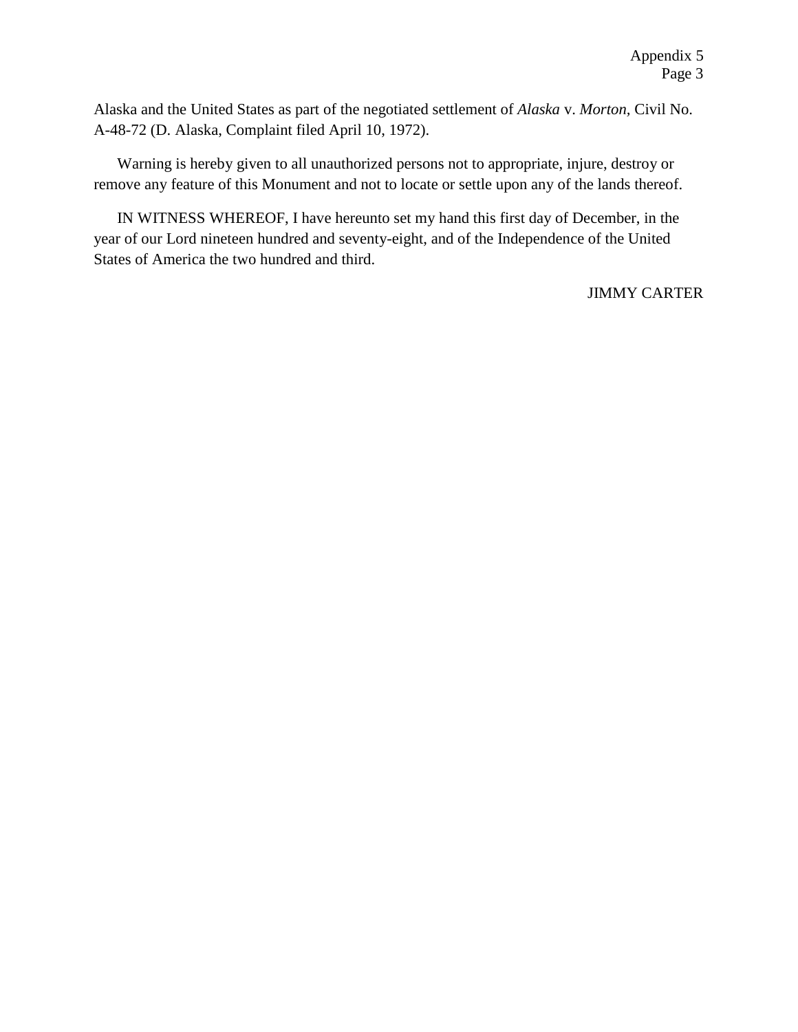Alaska and the United States as part of the negotiated settlement of *Alaska* v. *Morton*, Civil No. A-48-72 (D. Alaska, Complaint filed April 10, 1972).

Warning is hereby given to all unauthorized persons not to appropriate, injure, destroy or remove any feature of this Monument and not to locate or settle upon any of the lands thereof.

IN WITNESS WHEREOF, I have hereunto set my hand this first day of December, in the year of our Lord nineteen hundred and seventy-eight, and of the Independence of the United States of America the two hundred and third.

JIMMY CARTER